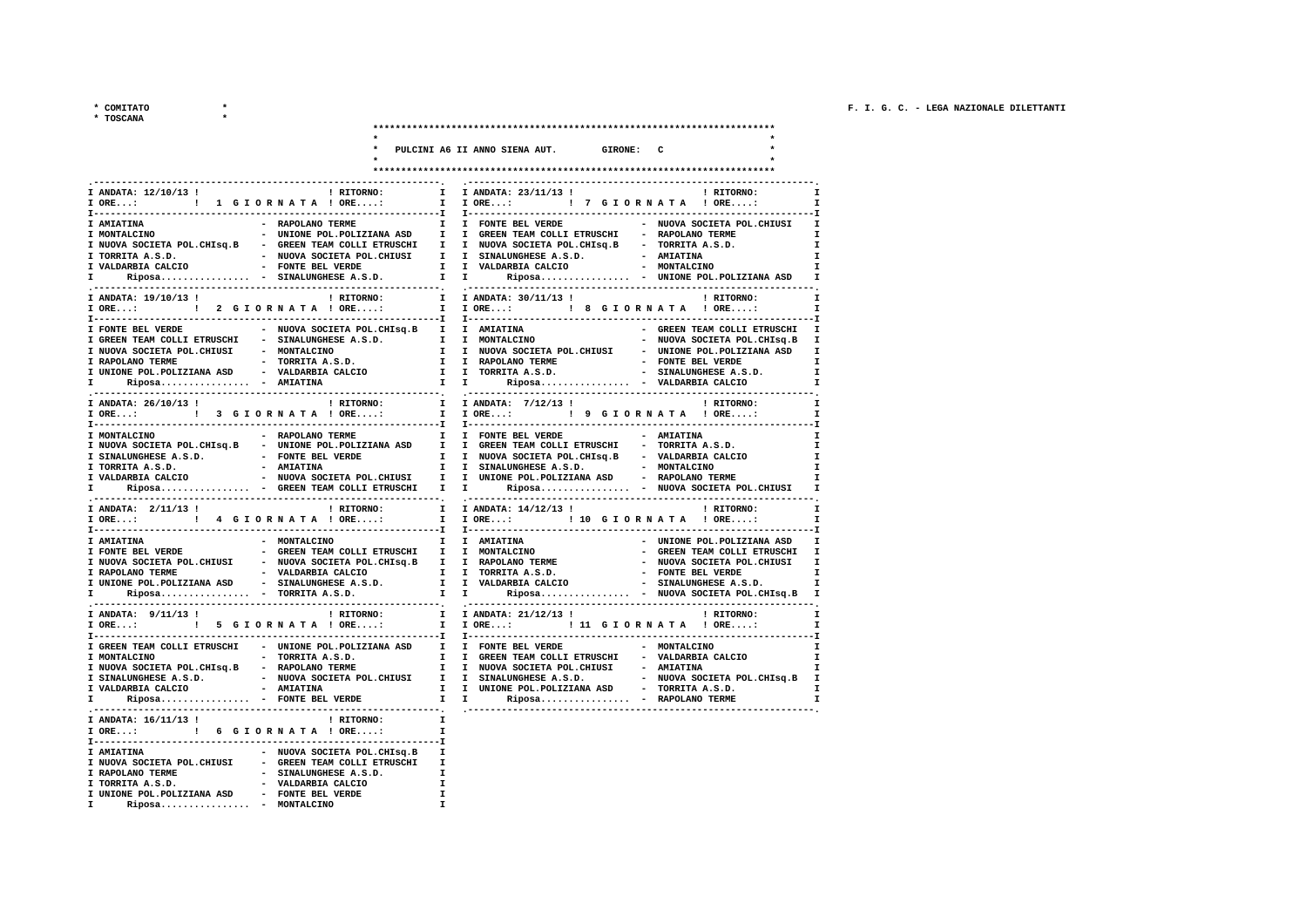\* COMITATO \*
\* TOSCANA \*

F. I. G. C. - LEGA NAZIONALE DILETTANTI

## PULCINI A6 II ANNO SIENA AUT. GIRONE: C

### 1 GIORNATA — ANDATA: 12/10/13 — RITORNO:

| Casa | Ospite |
|---|---|
| AMIATINA | RAPOLANO TERME |
| MONTALCINO | UNIONE POL.POLIZIANA ASD |
| NUOVA SOCIETA POL.CHIsq.B | GREEN TEAM COLLI ETRUSCHI |
| TORRITA A.S.D. | NUOVA SOCIETA POL.CHIUSI |
| VALDARBIA CALCIO | FONTE BEL VERDE |
| Riposa................ | SINALUNGHESE A.S.D. |

### 2 GIORNATA — ANDATA: 19/10/13 — RITORNO:

| Casa | Ospite |
|---|---|
| FONTE BEL VERDE | NUOVA SOCIETA POL.CHIsq.B |
| GREEN TEAM COLLI ETRUSCHI | SINALUNGHESE A.S.D. |
| NUOVA SOCIETA POL.CHIUSI | MONTALCINO |
| RAPOLANO TERME | TORRITA A.S.D. |
| UNIONE POL.POLIZIANA ASD | VALDARBIA CALCIO |
| Riposa................ | AMIATINA |

### 3 GIORNATA — ANDATA: 26/10/13 — RITORNO:

| Casa | Ospite |
|---|---|
| MONTALCINO | RAPOLANO TERME |
| NUOVA SOCIETA POL.CHIsq.B | UNIONE POL.POLIZIANA ASD |
| SINALUNGHESE A.S.D. | FONTE BEL VERDE |
| TORRITA A.S.D. | AMIATINA |
| VALDARBIA CALCIO | NUOVA SOCIETA POL.CHIUSI |
| Riposa................ | GREEN TEAM COLLI ETRUSCHI |

### 4 GIORNATA — ANDATA: 2/11/13 — RITORNO:

| Casa | Ospite |
|---|---|
| AMIATINA | MONTALCINO |
| FONTE BEL VERDE | GREEN TEAM COLLI ETRUSCHI |
| NUOVA SOCIETA POL.CHIUSI | NUOVA SOCIETA POL.CHIsq.B |
| RAPOLANO TERME | VALDARBIA CALCIO |
| UNIONE POL.POLIZIANA ASD | SINALUNGHESE A.S.D. |
| Riposa................ | TORRITA A.S.D. |

### 5 GIORNATA — ANDATA: 9/11/13 — RITORNO:

| Casa | Ospite |
|---|---|
| GREEN TEAM COLLI ETRUSCHI | UNIONE POL.POLIZIANA ASD |
| MONTALCINO | TORRITA A.S.D. |
| NUOVA SOCIETA POL.CHIsq.B | RAPOLANO TERME |
| SINALUNGHESE A.S.D. | NUOVA SOCIETA POL.CHIUSI |
| VALDARBIA CALCIO | AMIATINA |
| Riposa................ | FONTE BEL VERDE |

### 6 GIORNATA — ANDATA: 16/11/13 — RITORNO:

| Casa | Ospite |
|---|---|
| AMIATINA | NUOVA SOCIETA POL.CHIsq.B |
| NUOVA SOCIETA POL.CHIUSI | GREEN TEAM COLLI ETRUSCHI |
| RAPOLANO TERME | SINALUNGHESE A.S.D. |
| TORRITA A.S.D. | VALDARBIA CALCIO |
| UNIONE POL.POLIZIANA ASD | FONTE BEL VERDE |
| Riposa................ | MONTALCINO |

### 7 GIORNATA — ANDATA: 23/11/13 — RITORNO:

| Casa | Ospite |
|---|---|
| FONTE BEL VERDE | NUOVA SOCIETA POL.CHIUSI |
| GREEN TEAM COLLI ETRUSCHI | RAPOLANO TERME |
| NUOVA SOCIETA POL.CHIsq.B | TORRITA A.S.D. |
| SINALUNGHESE A.S.D. | AMIATINA |
| VALDARBIA CALCIO | MONTALCINO |
| Riposa................ | UNIONE POL.POLIZIANA ASD |

### 8 GIORNATA — ANDATA: 30/11/13 — RITORNO:

| Casa | Ospite |
|---|---|
| AMIATINA | GREEN TEAM COLLI ETRUSCHI |
| MONTALCINO | NUOVA SOCIETA POL.CHIsq.B |
| NUOVA SOCIETA POL.CHIUSI | UNIONE POL.POLIZIANA ASD |
| RAPOLANO TERME | FONTE BEL VERDE |
| TORRITA A.S.D. | SINALUNGHESE A.S.D. |
| Riposa................ | VALDARBIA CALCIO |

### 9 GIORNATA — ANDATA: 7/12/13 — RITORNO:

| Casa | Ospite |
|---|---|
| FONTE BEL VERDE | AMIATINA |
| GREEN TEAM COLLI ETRUSCHI | TORRITA A.S.D. |
| NUOVA SOCIETA POL.CHIsq.B | VALDARBIA CALCIO |
| SINALUNGHESE A.S.D. | MONTALCINO |
| UNIONE POL.POLIZIANA ASD | RAPOLANO TERME |
| Riposa................ | NUOVA SOCIETA POL.CHIUSI |

### 10 GIORNATA — ANDATA: 14/12/13 — RITORNO:

| Casa | Ospite |
|---|---|
| AMIATINA | UNIONE POL.POLIZIANA ASD |
| MONTALCINO | GREEN TEAM COLLI ETRUSCHI |
| RAPOLANO TERME | NUOVA SOCIETA POL.CHIUSI |
| TORRITA A.S.D. | FONTE BEL VERDE |
| VALDARBIA CALCIO | SINALUNGHESE A.S.D. |
| Riposa................ | NUOVA SOCIETA POL.CHIsq.B |

### 11 GIORNATA — ANDATA: 21/12/13 — RITORNO:

| Casa | Ospite |
|---|---|
| FONTE BEL VERDE | MONTALCINO |
| GREEN TEAM COLLI ETRUSCHI | VALDARBIA CALCIO |
| NUOVA SOCIETA POL.CHIUSI | AMIATINA |
| SINALUNGHESE A.S.D. | NUOVA SOCIETA POL.CHIsq.B |
| UNIONE POL.POLIZIANA ASD | TORRITA A.S.D. |
| Riposa................ | RAPOLANO TERME |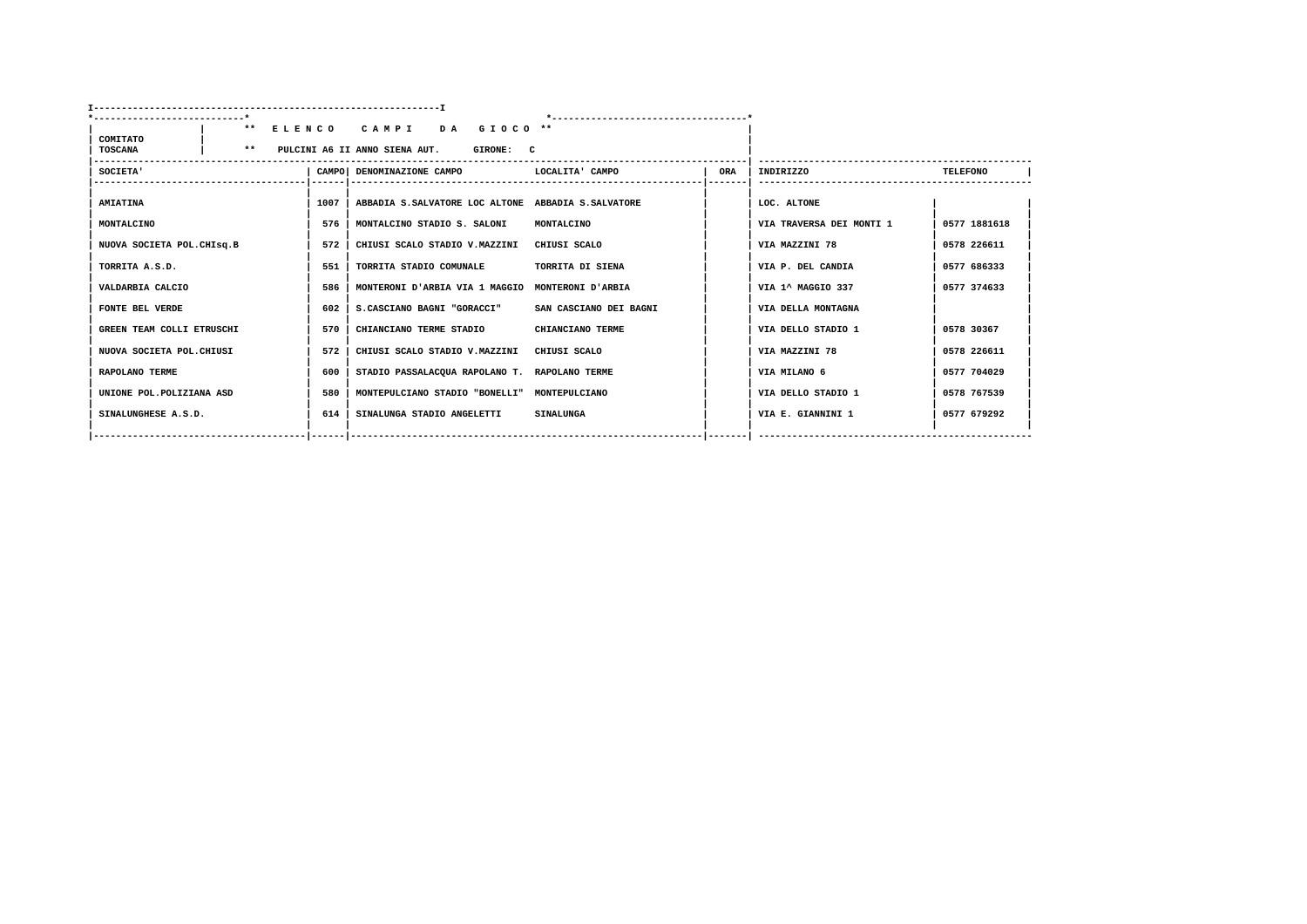COMITATO TOSCANA

** E L E N C O   C A M P I   D A   G I O C O **

** PULCINI A6 II ANNO SIENA AUT.   GIRONE: C

| SOCIETA' | CAMPO | DENOMINAZIONE CAMPO | LOCALITA' CAMPO | ORA | INDIRIZZO | TELEFONO |
|---|---|---|---|---|---|---|
| AMIATINA | 1007 | ABBADIA S.SALVATORE LOC ALTONE | ABBADIA S.SALVATORE | | LOC. ALTONE | |
| MONTALCINO | 576 | MONTALCINO STADIO S. SALONI | MONTALCINO | | VIA TRAVERSA DEI MONTI 1 | 0577 1881618 |
| NUOVA SOCIETA POL.CHIsq.B | 572 | CHIUSI SCALO STADIO V.MAZZINI | CHIUSI SCALO | | VIA MAZZINI 78 | 0578 226611 |
| TORRITA A.S.D. | 551 | TORRITA STADIO COMUNALE | TORRITA DI SIENA | | VIA P. DEL CANDIA | 0577 686333 |
| VALDARBIA CALCIO | 586 | MONTERONI D'ARBIA VIA 1 MAGGIO | MONTERONI D'ARBIA | | VIA 1^ MAGGIO 337 | 0577 374633 |
| FONTE BEL VERDE | 602 | S.CASCIANO BAGNI "GORACCI" | SAN CASCIANO DEI BAGNI | | VIA DELLA MONTAGNA | |
| GREEN TEAM COLLI ETRUSCHI | 570 | CHIANCIANO TERME STADIO | CHIANCIANO TERME | | VIA DELLO STADIO 1 | 0578 30367 |
| NUOVA SOCIETA POL.CHIUSI | 572 | CHIUSI SCALO STADIO V.MAZZINI | CHIUSI SCALO | | VIA MAZZINI 78 | 0578 226611 |
| RAPOLANO TERME | 600 | STADIO PASSALACQUA RAPOLANO T. | RAPOLANO TERME | | VIA MILANO 6 | 0577 704029 |
| UNIONE POL.POLIZIANA ASD | 580 | MONTEPULCIANO STADIO "BONELLI" | MONTEPULCIANO | | VIA DELLO STADIO 1 | 0578 767539 |
| SINALUNGHESE A.S.D. | 614 | SINALUNGA STADIO ANGELETTI | SINALUNGA | | VIA E. GIANNINI 1 | 0577 679292 |